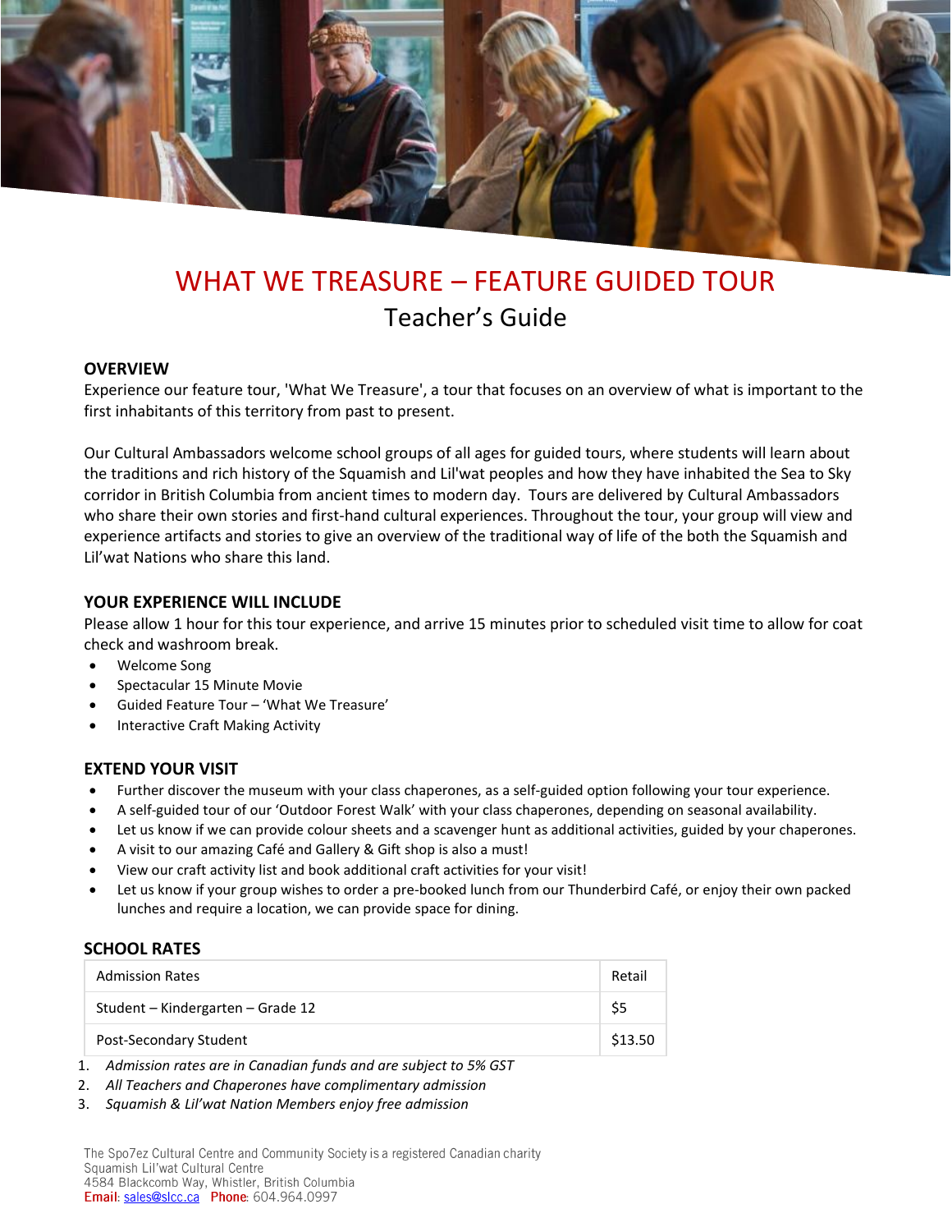# WHAT WE TREASURE – FEATURE GUIDED TOUR

## Teacher's Guide

### OVERVIEW

Experience our feature tour, 'What We Treasure', a tour that focuses on an overview of what is important to the first inhabitants of this territory from past to present.

Our Cultural Ambassadors welcome school groups of all ages for guided tours, where students will learn about the traditions and rich history of the Squamish and Lil'wat peoples and how they have inhabited the Sea to Sky corridor in British Columbia from ancient times to modern day. Tours are delivered by Cultural Ambassadors who share their own stories and first-hand cultural experiences. Throughout the tour, your group will view and experience artifacts and stories to give an overview of the traditional way of life of the both the Squamish and Lil'wat Nations who share this land.

### YOUR EXPERIENCE WILL INCLUDE

Please allow 1 hour for this tour experience, and arrive 15 minutes prior to scheduled visit time to allow for coat check and washroom break.

- Welcome Song
- Spectacular 15 Minute Movie
- Guided Feature Tour – 'What We Treasure'
- Interactive Craft Making Activity

### EXTEND YOUR VISIT

- Further discover the museum with your class chaperones, as a self-guided option following your tour experience.
- A self-guided tour of our 'Outdoor Forest Walk' with your class chaperones, depending on seasonal availability.
- Let us know if we can provide colour sheets and a scavenger hunt as additional activities, guided by your chaperones.
- A visit to our amazing Café and Gallery & Gift shop is also a must!
- View our craft activity list and book additional craft activities for your visit!
- Let us know if your group wishes to order a pre-booked lunch from our Thunderbird Café, or enjoy their own packed lunches and require a location, we can provide space for dining.

### SCHOOL RATES

| Admission Rates | Retail |
|---|---|
| Student – Kindergarten – Grade 12 | $5 |
| Post-Secondary Student | $13.50 |

1. *Admission rates are in Canadian funds and are subject to 5% GST*
2. *All Teachers and Chaperones have complimentary admission*
3. *Squamish & Lil'wat Nation Members enjoy free admission*

The Spo7ez Cultural Centre and Community Society is a registered Canadian charity
Squamish Lil'wat Cultural Centre
4584 Blackcomb Way, Whistler, British Columbia
Email: sales@slcc.ca Phone: 604.964.0997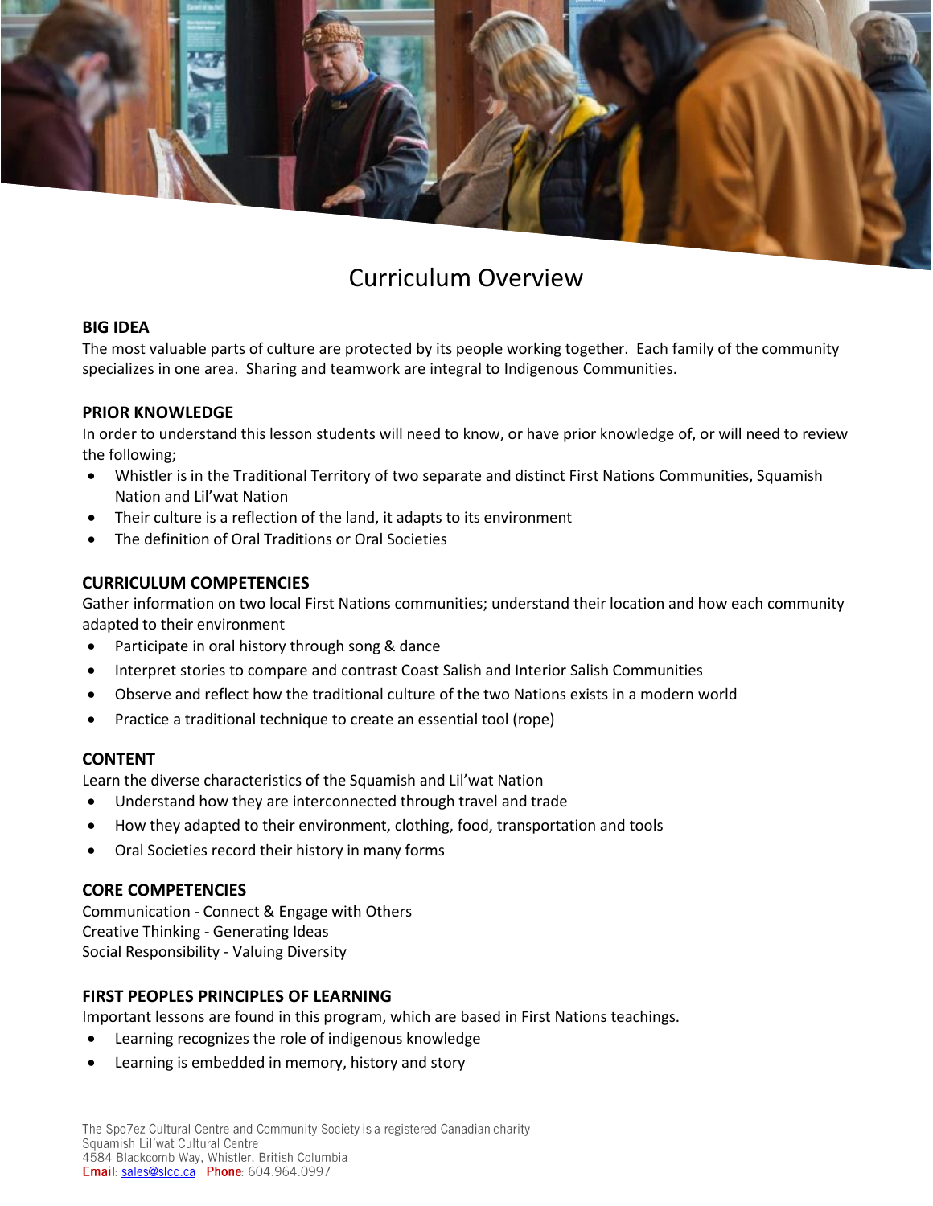# Curriculum Overview

**BIG IDEA**

The most valuable parts of culture are protected by its people working together. Each family of the community specializes in one area. Sharing and teamwork are integral to Indigenous Communities.

**PRIOR KNOWLEDGE**

In order to understand this lesson students will need to know, or have prior knowledge of, or will need to review the following;

- Whistler is in the Traditional Territory of two separate and distinct First Nations Communities, Squamish Nation and Lil'wat Nation
- Their culture is a reflection of the land, it adapts to its environment
- The definition of Oral Traditions or Oral Societies

**CURRICULUM COMPETENCIES**

Gather information on two local First Nations communities; understand their location and how each community adapted to their environment

- Participate in oral history through song & dance
- Interpret stories to compare and contrast Coast Salish and Interior Salish Communities
- Observe and reflect how the traditional culture of the two Nations exists in a modern world
- Practice a traditional technique to create an essential tool (rope)

**CONTENT**

Learn the diverse characteristics of the Squamish and Lil'wat Nation

- Understand how they are interconnected through travel and trade
- How they adapted to their environment, clothing, food, transportation and tools
- Oral Societies record their history in many forms

**CORE COMPETENCIES**

Communication - Connect & Engage with Others
Creative Thinking - Generating Ideas
Social Responsibility - Valuing Diversity

**FIRST PEOPLES PRINCIPLES OF LEARNING**

Important lessons are found in this program, which are based in First Nations teachings.

- Learning recognizes the role of indigenous knowledge
- Learning is embedded in memory, history and story

The Spo7ez Cultural Centre and Community Society is a registered Canadian charity
Squamish Lil'wat Cultural Centre
4584 Blackcomb Way, Whistler, British Columbia
**Email**: sales@slcc.ca **Phone**: 604.964.0997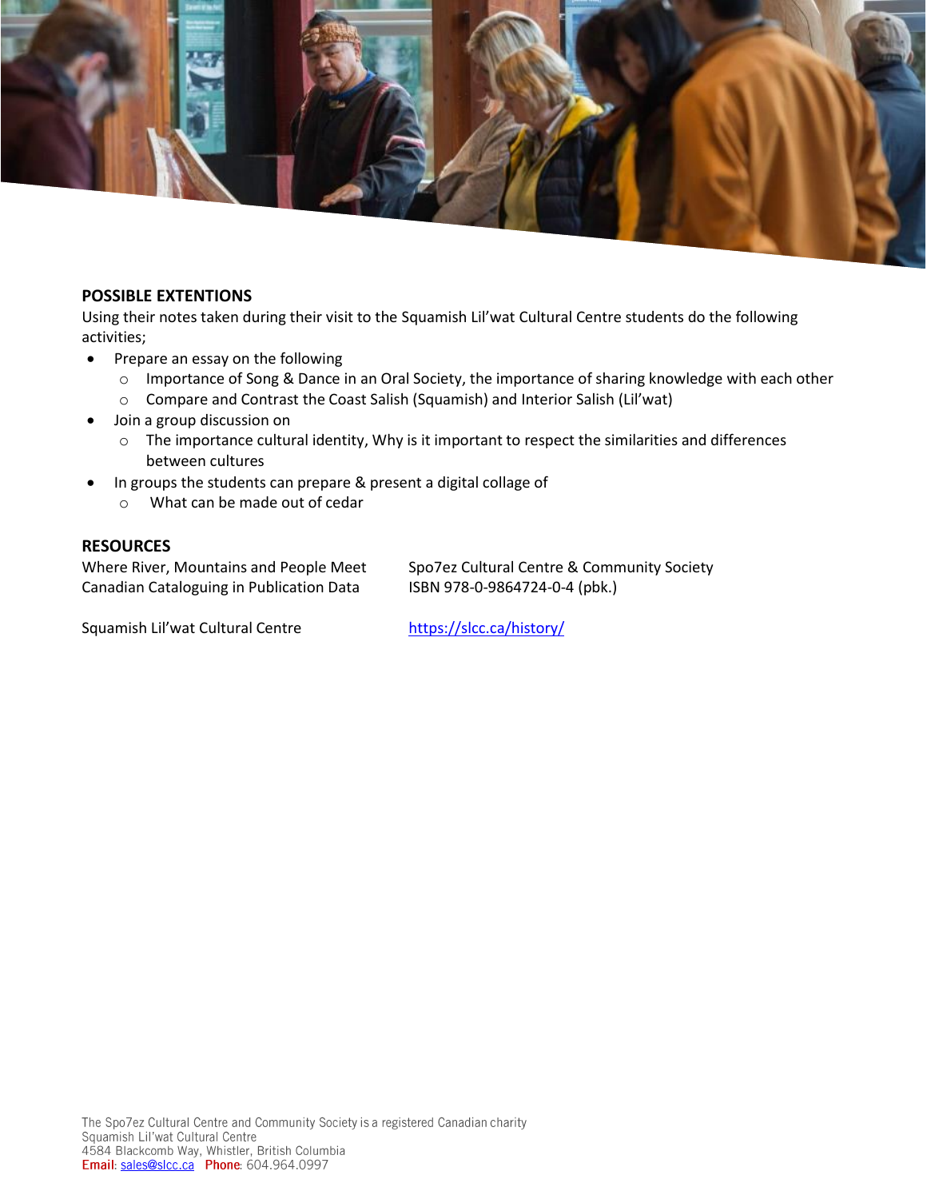## POSSIBLE EXTENTIONS

Using their notes taken during their visit to the Squamish Lil'wat Cultural Centre students do the following activities;

- Prepare an essay on the following
  - Importance of Song & Dance in an Oral Society, the importance of sharing knowledge with each other
  - Compare and Contrast the Coast Salish (Squamish) and Interior Salish (Lil'wat)
- Join a group discussion on
  - The importance cultural identity, Why is it important to respect the similarities and differences between cultures
- In groups the students can prepare & present a digital collage of
  - What can be made out of cedar

## RESOURCES

| | |
|---|---|
| Where River, Mountains and People Meet | Spo7ez Cultural Centre & Community Society |
| Canadian Cataloguing in Publication Data | ISBN 978-0-9864724-0-4 (pbk.) |
| Squamish Lil'wat Cultural Centre | https://slcc.ca/history/ |

The Spo7ez Cultural Centre and Community Society is a registered Canadian charity
Squamish Lil'wat Cultural Centre
4584 Blackcomb Way, Whistler, British Columbia
**Email**: sales@slcc.ca **Phone**: 604.964.0997